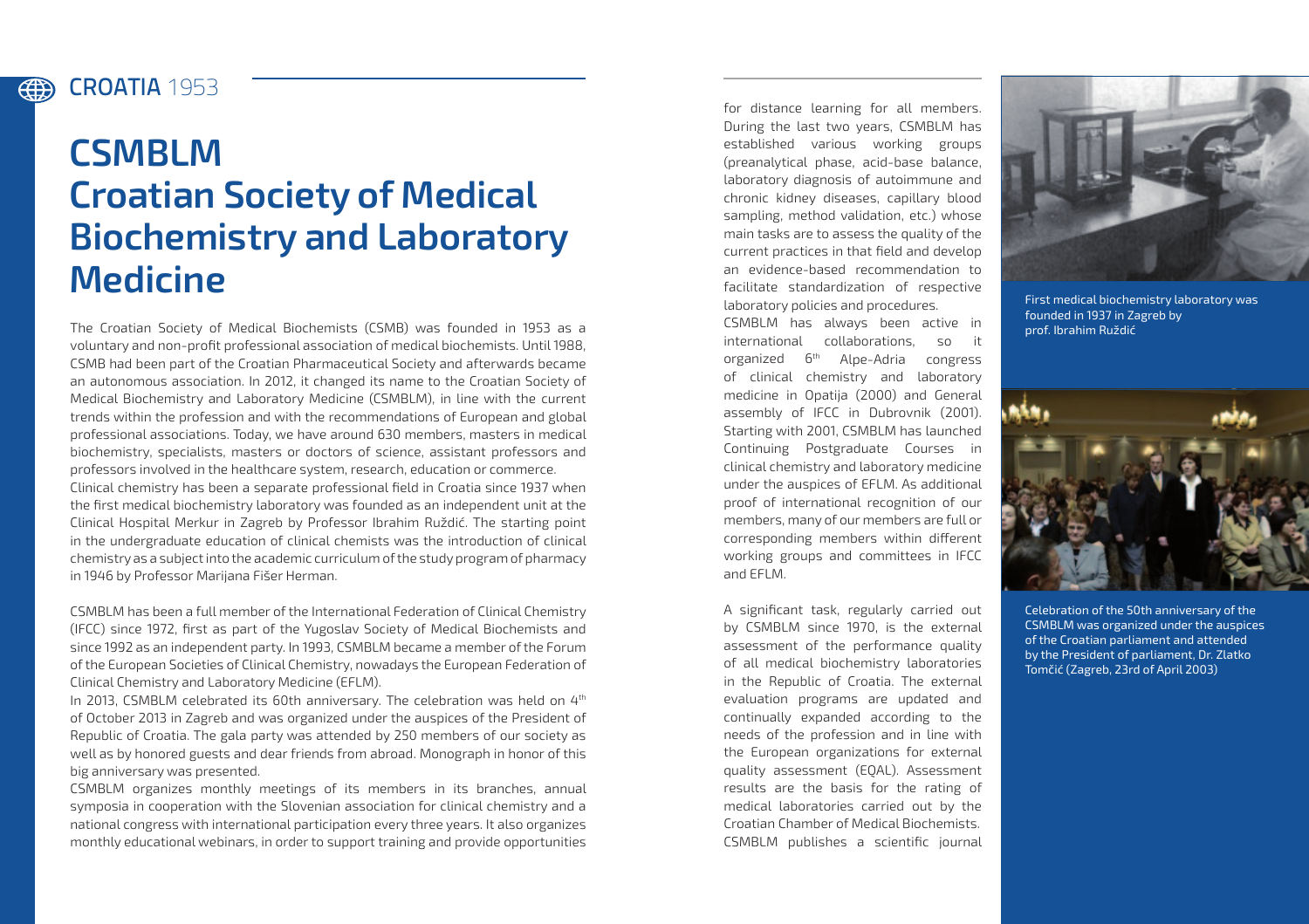CROATIA 1953

# CSMBLM
# Croatian Society of Medical Biochemistry and Laboratory Medicine

The Croatian Society of Medical Biochemists (CSMB) was founded in 1953 as a voluntary and non-profit professional association of medical biochemists. Until 1988, CSMB had been part of the Croatian Pharmaceutical Society and afterwards became an autonomous association. In 2012, it changed its name to the Croatian Society of Medical Biochemistry and Laboratory Medicine (CSMBLM), in line with the current trends within the profession and with the recommendations of European and global professional associations. Today, we have around 630 members, masters in medical biochemistry, specialists, masters or doctors of science, assistant professors and professors involved in the healthcare system, research, education or commerce.
Clinical chemistry has been a separate professional field in Croatia since 1937 when the first medical biochemistry laboratory was founded as an independent unit at the Clinical Hospital Merkur in Zagreb by Professor Ibrahim Ruždić. The starting point in the undergraduate education of clinical chemists was the introduction of clinical chemistry as a subject into the academic curriculum of the study program of pharmacy in 1946 by Professor Marijana Fišer Herman.

CSMBLM has been a full member of the International Federation of Clinical Chemistry (IFCC) since 1972, first as part of the Yugoslav Society of Medical Biochemists and since 1992 as an independent party. In 1993, CSMBLM became a member of the Forum of the European Societies of Clinical Chemistry, nowadays the European Federation of Clinical Chemistry and Laboratory Medicine (EFLM).
In 2013, CSMBLM celebrated its 60th anniversary. The celebration was held on 4th of October 2013 in Zagreb and was organized under the auspices of the President of Republic of Croatia. The gala party was attended by 250 members of our society as well as by honored guests and dear friends from abroad. Monograph in honor of this big anniversary was presented.
CSMBLM organizes monthly meetings of its members in its branches, annual symposia in cooperation with the Slovenian association for clinical chemistry and a national congress with international participation every three years. It also organizes monthly educational webinars, in order to support training and provide opportunities for distance learning for all members. During the last two years, CSMBLM has established various working groups (preanalytical phase, acid-base balance, laboratory diagnosis of autoimmune and chronic kidney diseases, capillary blood sampling, method validation, etc.) whose main tasks are to assess the quality of the current practices in that field and develop an evidence-based recommendation to facilitate standardization of respective laboratory policies and procedures.
CSMBLM has always been active in international collaborations, so it organized 6th Alpe-Adria congress of clinical chemistry and laboratory medicine in Opatija (2000) and General assembly of IFCC in Dubrovnik (2001). Starting with 2001, CSMBLM has launched Continuing Postgraduate Courses in clinical chemistry and laboratory medicine under the auspices of EFLM. As additional proof of international recognition of our members, many of our members are full or corresponding members within different working groups and committees in IFCC and EFLM.

A significant task, regularly carried out by CSMBLM since 1970, is the external assessment of the performance quality of all medical biochemistry laboratories in the Republic of Croatia. The external evaluation programs are updated and continually expanded according to the needs of the profession and in line with the European organizations for external quality assessment (EQAL). Assessment results are the basis for the rating of medical laboratories carried out by the Croatian Chamber of Medical Biochemists.
CSMBLM publishes a scientific journal

First medical biochemistry laboratory was founded in 1937 in Zagreb by prof. Ibrahim Ruždić

Celebration of the 50th anniversary of the CSMBLM was organized under the auspices of the Croatian parliament and attended by the President of parliament, Dr. Zlatko Tomčić (Zagreb, 23rd of April 2003)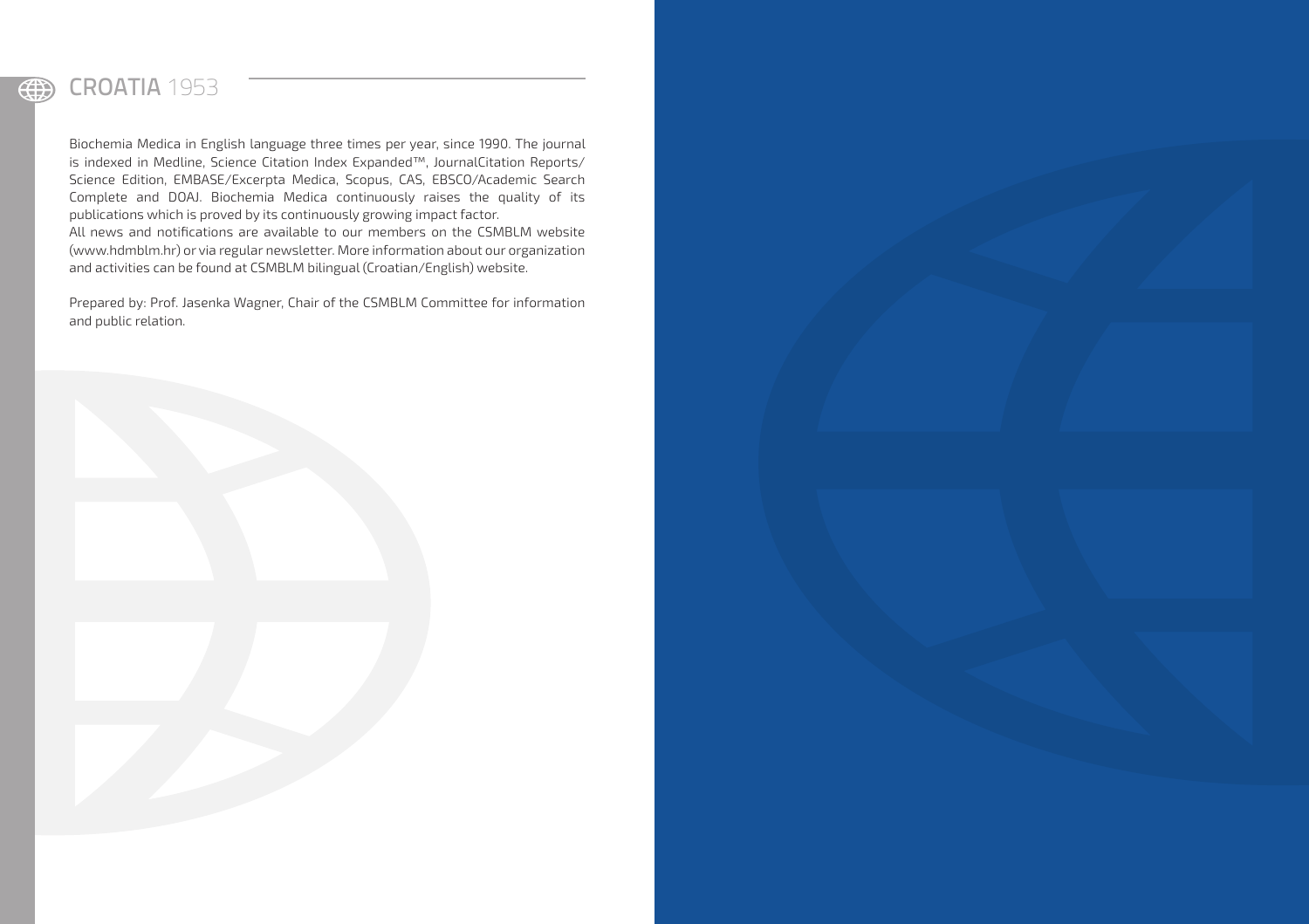## CROATIA 1953

Biochemia Medica in English language three times per year, since 1990. The journal is indexed in Medline, Science Citation Index Expanded™, JournalCitation Reports/ Science Edition, EMBASE/Excerpta Medica, Scopus, CAS, EBSCO/Academic Search Complete and DOAJ. Biochemia Medica continuously raises the quality of its publications which is proved by its continuously growing impact factor.
All news and notifications are available to our members on the CSMBLM website (www.hdmblm.hr) or via regular newsletter. More information about our organization and activities can be found at CSMBLM bilingual (Croatian/English) website.

Prepared by: Prof. Jasenka Wagner, Chair of the CSMBLM Committee for information and public relation.